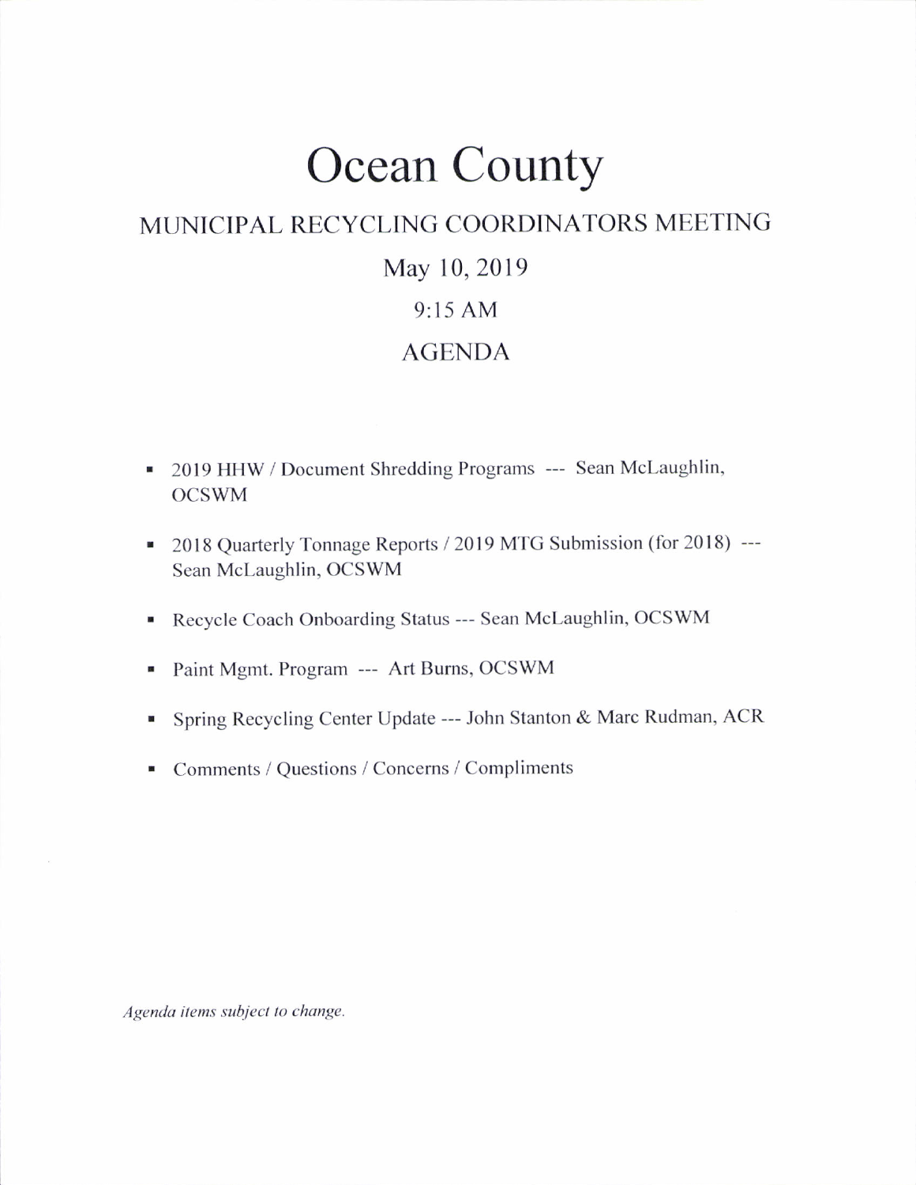# Ocean County

## MUNICIPAL RECYCLING COORDINATORS MEETING

### May 10, 2019

### 9:15 AM

### AGENDA

- 2019 HHW / Document Shredding Programs --- Sean McLaughlin, OCSWM
- 2018 Quarterly Tonnage Reports / 2019 MTG Submission (for 2018) --- Sean McLaughlin, OCSWM
- Recycle Coach Onboarding Status --- Sean McLaughlin, OCSWM
- Paint Mgmt. Program --- Art Burns, OCSWM
- Spring Recycling Center Update --- John Stanton & Marc Rudman, ACR
- Comments / Questions / Concerns / Compliments

*Agenda items subject to change.*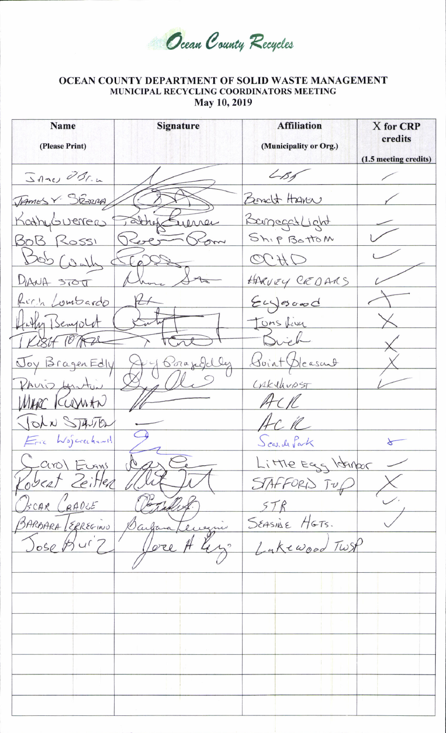Ocean County Recycles

# OCEAN COUNTY DEPARTMENT OF SOLID WASTE MANAGEMENT
## MUNICIPAL RECYCLING COORDINATORS MEETING
### May 10, 2019

| Name (Please Print) | Signature | Affiliation (Municipality or Org.) | X for CRP credits (1.5 meeting credits) |
|---|---|---|---|
| James O'Brien | | LBT | ✓ |
| James Y. Sezarra | | Beach Haven | ✓ |
| Kathy Guerrero | Kathy Guerrero | Barnegat Light | — |
| Bob Rossi | Robert Rossi | Ship Bottom | ✓ |
| Bob Coulby | | OCHD | ✓ |
| Diana Stott | Diana Stott | Harvey Cedars | ✓ |
| Rich Lombardo | RL | Eaglewood | X |
| Kathy Bempoldt | | Toms River | X |
| Kirk Ferrer | | Brick | X |
| Joy Bragen Edly | Joy Bragen Edly | Point Pleasant | X |
| David Linton | | Lakehurst | ✓ |
| Marc Kuhman | | ACR | |
| John Stanton | — | ACR | |
| Eric Wojciechowski | | Seaside Park | ✓ |
| Carol Evans | | Little Egg Harbor | — |
| Robert Zeitler | | Stafford Twp | X |
| Oscar Cradle | | STR | ✓ |
| Barbara Terregino | Barbara Terregino | Seaside Hgts. | ✓ |
| Jose Ruiz | Jose A Ruiz | Lakewood Twsp | |
| | | | |
| | | | |
| | | | |
| | | | |
| | | | |
| | | | |
| | | | |
| | | | |